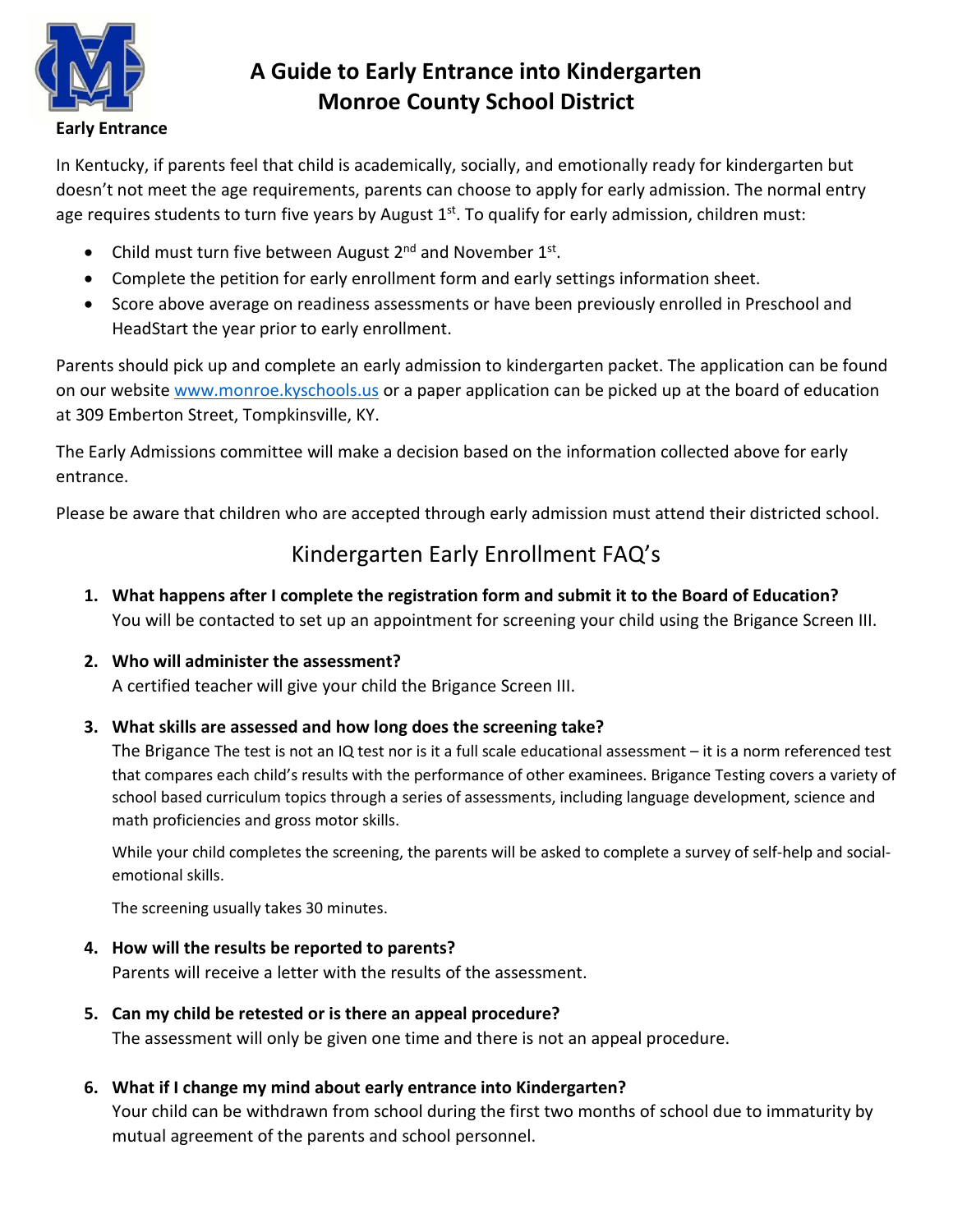# A Guide to Early Entrance into Kindergarten
# Monroe County School District

**Early Entrance**

In Kentucky, if parents feel that child is academically, socially, and emotionally ready for kindergarten but doesn't not meet the age requirements, parents can choose to apply for early admission. The normal entry age requires students to turn five years by August 1st. To qualify for early admission, children must:

- Child must turn five between August 2nd and November 1st.
- Complete the petition for early enrollment form and early settings information sheet.
- Score above average on readiness assessments or have been previously enrolled in Preschool and HeadStart the year prior to early enrollment.

Parents should pick up and complete an early admission to kindergarten packet. The application can be found on our website [www.monroe.kyschools.us](http://www.monroe.kyschools.us) or a paper application can be picked up at the board of education at 309 Emberton Street, Tompkinsville, KY.

The Early Admissions committee will make a decision based on the information collected above for early entrance.

Please be aware that children who are accepted through early admission must attend their districted school.

## Kindergarten Early Enrollment FAQ's

1. **What happens after I complete the registration form and submit it to the Board of Education?**
   You will be contacted to set up an appointment for screening your child using the Brigance Screen III.

2. **Who will administer the assessment?**
   A certified teacher will give your child the Brigance Screen III.

3. **What skills are assessed and how long does the screening take?**
   The Brigance The test is not an IQ test nor is it a full scale educational assessment – it is a norm referenced test that compares each child's results with the performance of other examinees. Brigance Testing covers a variety of school based curriculum topics through a series of assessments, including language development, science and math proficiencies and gross motor skills.

   While your child completes the screening, the parents will be asked to complete a survey of self-help and social-emotional skills.

   The screening usually takes 30 minutes.

4. **How will the results be reported to parents?**
   Parents will receive a letter with the results of the assessment.

5. **Can my child be retested or is there an appeal procedure?**
   The assessment will only be given one time and there is not an appeal procedure.

6. **What if I change my mind about early entrance into Kindergarten?**
   Your child can be withdrawn from school during the first two months of school due to immaturity by mutual agreement of the parents and school personnel.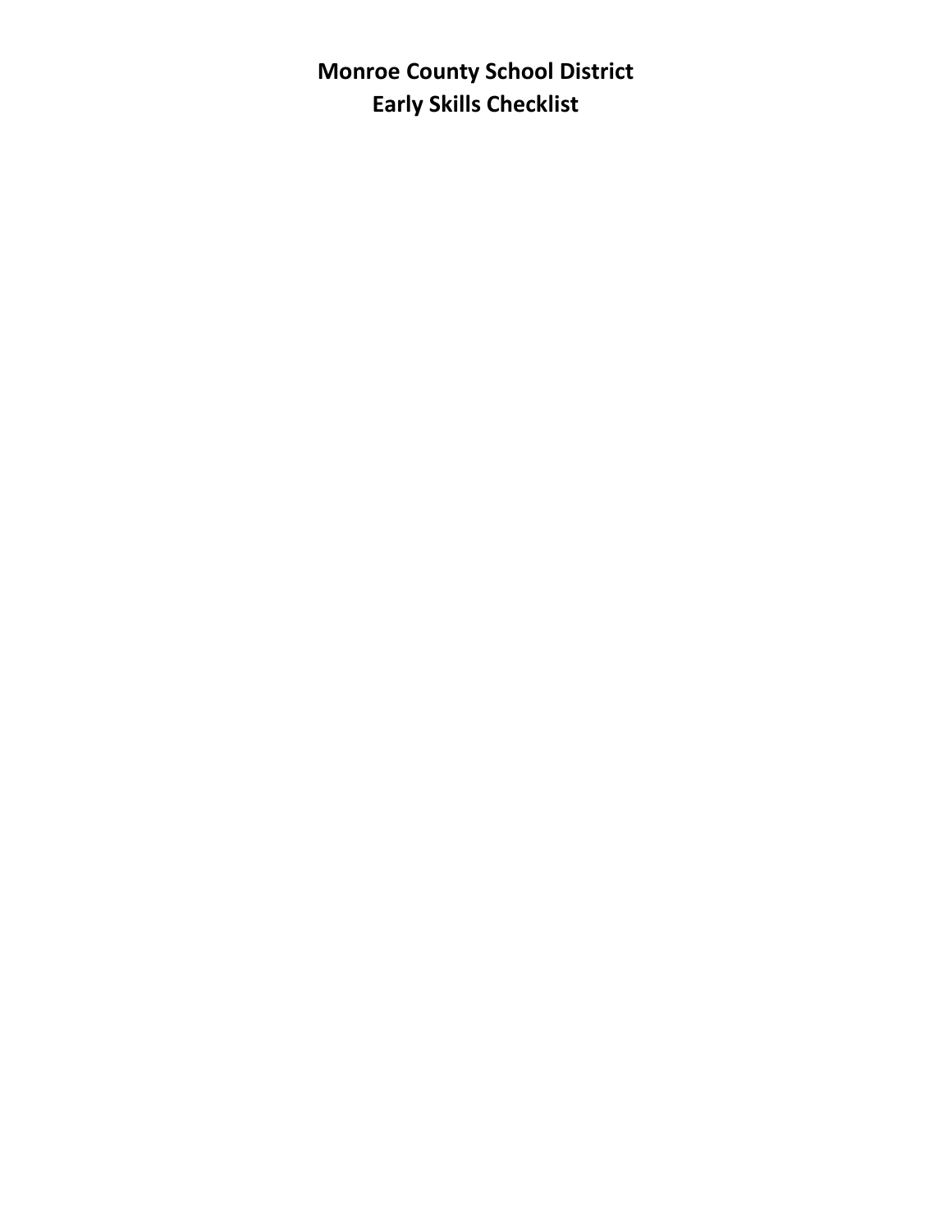# Monroe County School District
# Early Skills Checklist